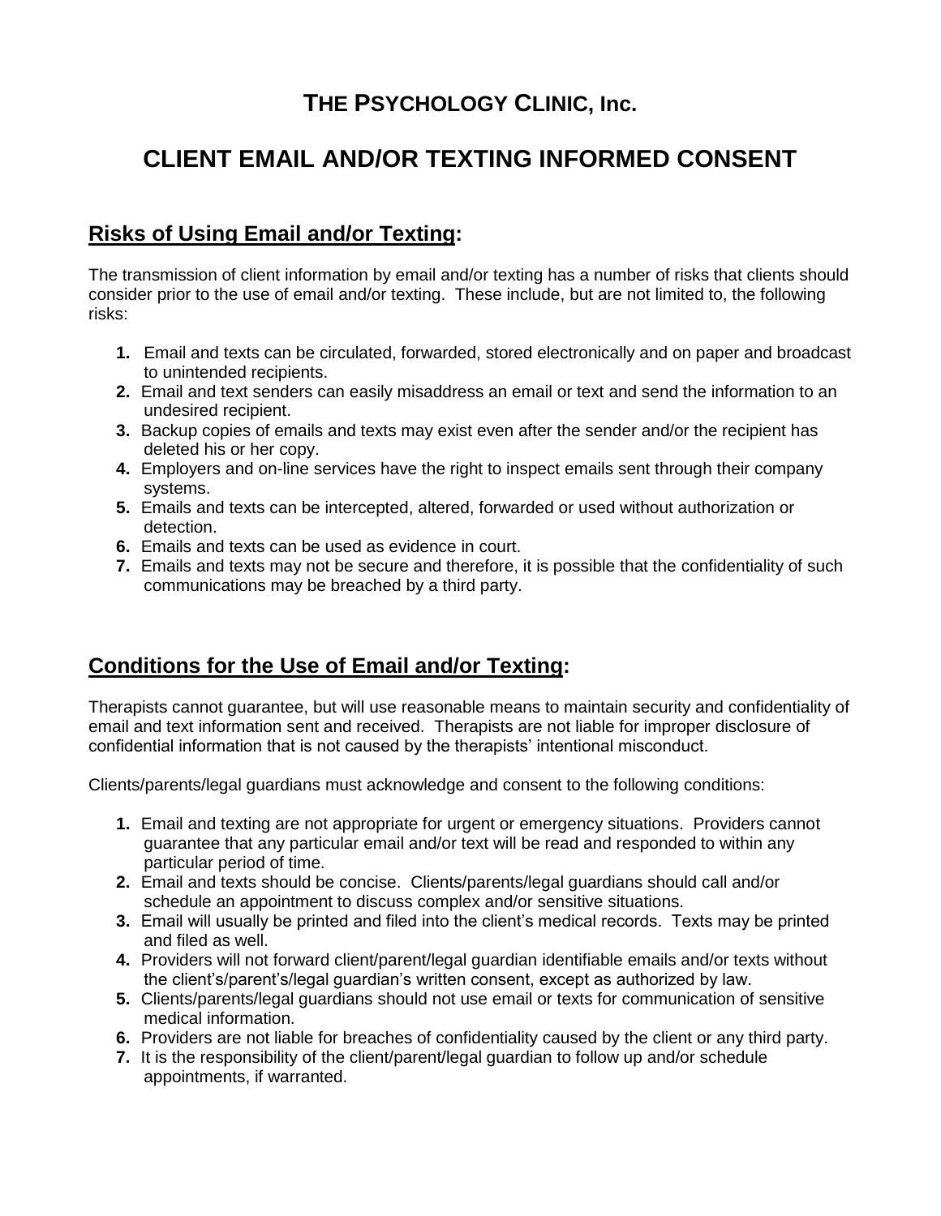# THE PSYCHOLOGY CLINIC, Inc.

# CLIENT EMAIL AND/OR TEXTING INFORMED CONSENT

## Risks of Using Email and/or Texting:

The transmission of client information by email and/or texting has a number of risks that clients should consider prior to the use of email and/or texting. These include, but are not limited to, the following risks:

1. Email and texts can be circulated, forwarded, stored electronically and on paper and broadcast to unintended recipients.
2. Email and text senders can easily misaddress an email or text and send the information to an undesired recipient.
3. Backup copies of emails and texts may exist even after the sender and/or the recipient has deleted his or her copy.
4. Employers and on-line services have the right to inspect emails sent through their company systems.
5. Emails and texts can be intercepted, altered, forwarded or used without authorization or detection.
6. Emails and texts can be used as evidence in court.
7. Emails and texts may not be secure and therefore, it is possible that the confidentiality of such communications may be breached by a third party.

## Conditions for the Use of Email and/or Texting:

Therapists cannot guarantee, but will use reasonable means to maintain security and confidentiality of email and text information sent and received. Therapists are not liable for improper disclosure of confidential information that is not caused by the therapists' intentional misconduct.

Clients/parents/legal guardians must acknowledge and consent to the following conditions:

1. Email and texting are not appropriate for urgent or emergency situations. Providers cannot guarantee that any particular email and/or text will be read and responded to within any particular period of time.
2. Email and texts should be concise. Clients/parents/legal guardians should call and/or schedule an appointment to discuss complex and/or sensitive situations.
3. Email will usually be printed and filed into the client's medical records. Texts may be printed and filed as well.
4. Providers will not forward client/parent/legal guardian identifiable emails and/or texts without the client's/parent's/legal guardian's written consent, except as authorized by law.
5. Clients/parents/legal guardians should not use email or texts for communication of sensitive medical information.
6. Providers are not liable for breaches of confidentiality caused by the client or any third party.
7. It is the responsibility of the client/parent/legal guardian to follow up and/or schedule appointments, if warranted.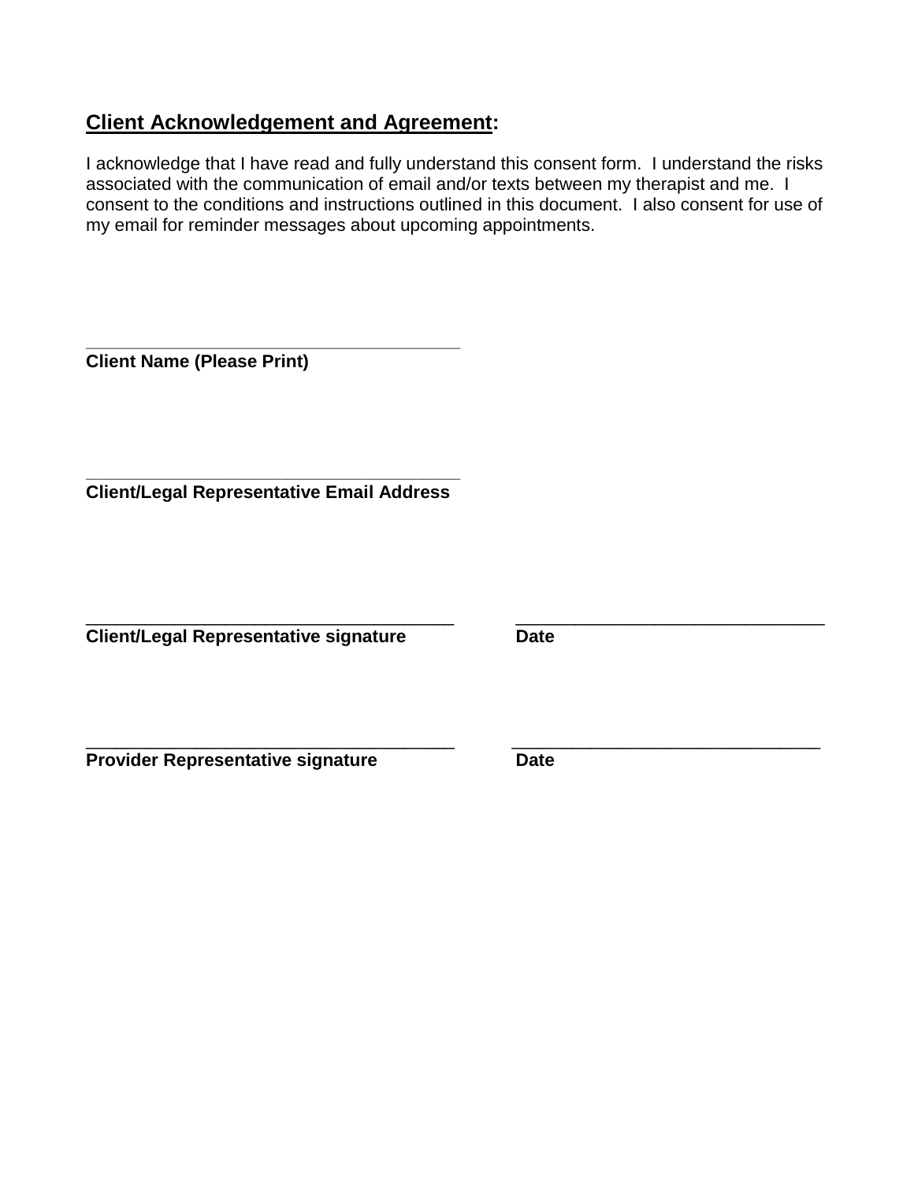**Client Acknowledgement and Agreement:**

I acknowledge that I have read and fully understand this consent form. I understand the risks associated with the communication of email and/or texts between my therapist and me. I consent to the conditions and instructions outlined in this document. I also consent for use of my email for reminder messages about upcoming appointments.

_______________________________________
**Client Name (Please Print)**

_______________________________________
**Client/Legal Representative Email Address**

_______________________________________ _______________________________
**Client/Legal Representative signature** **Date**

_______________________________________ _______________________________
**Provider Representative signature** **Date**